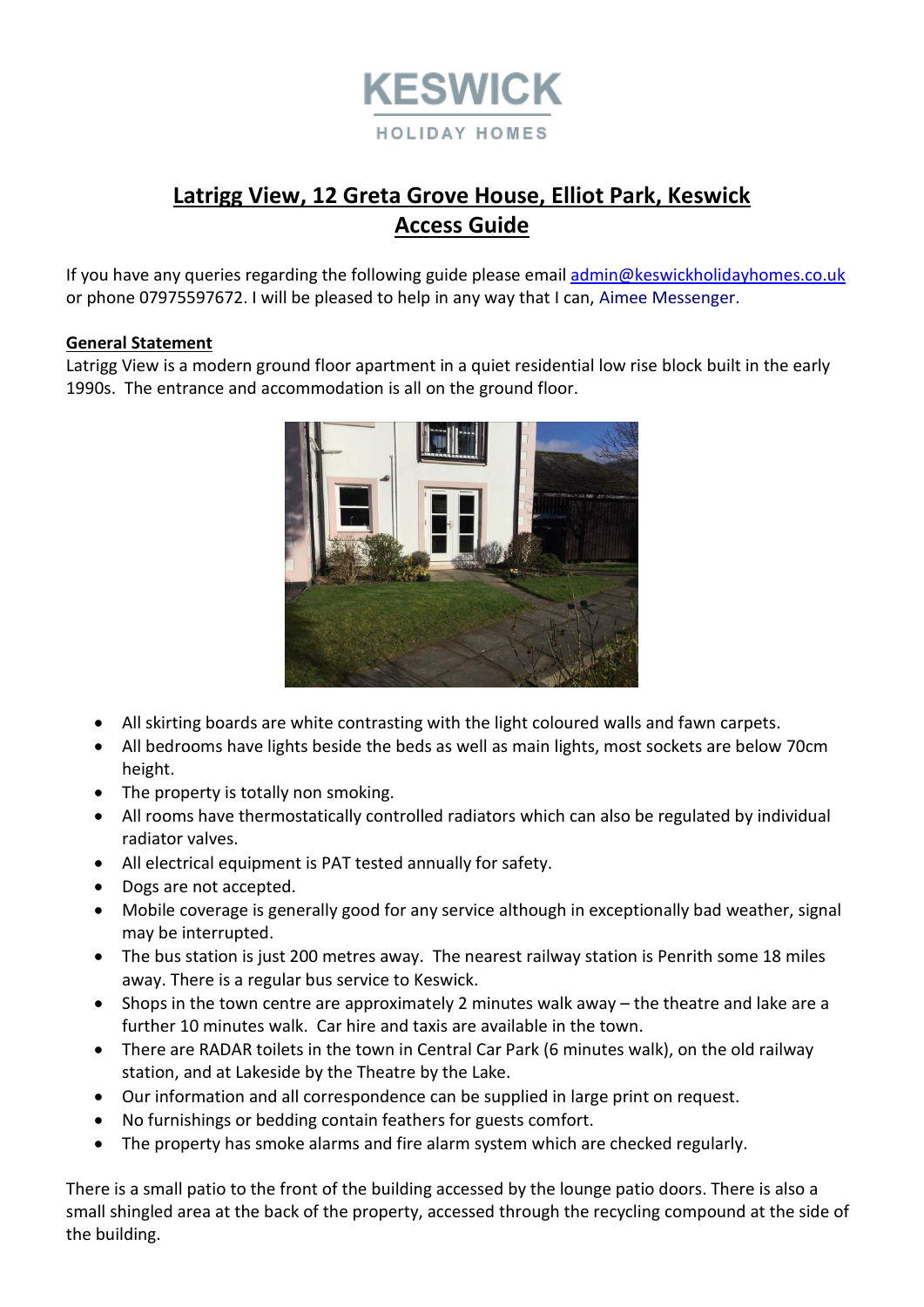KESWICK
HOLIDAY HOMES

# Latrigg View, 12 Greta Grove House, Elliot Park, Keswick
# Access Guide

If you have any queries regarding the following guide please email admin@keswickholidayhomes.co.uk or phone 07975597672. I will be pleased to help in any way that I can, Aimee Messenger.

**General Statement**

Latrigg View is a modern ground floor apartment in a quiet residential low rise block built in the early 1990s. The entrance and accommodation is all on the ground floor.

- All skirting boards are white contrasting with the light coloured walls and fawn carpets.
- All bedrooms have lights beside the beds as well as main lights, most sockets are below 70cm height.
- The property is totally non smoking.
- All rooms have thermostatically controlled radiators which can also be regulated by individual radiator valves.
- All electrical equipment is PAT tested annually for safety.
- Dogs are not accepted.
- Mobile coverage is generally good for any service although in exceptionally bad weather, signal may be interrupted.
- The bus station is just 200 metres away. The nearest railway station is Penrith some 18 miles away. There is a regular bus service to Keswick.
- Shops in the town centre are approximately 2 minutes walk away – the theatre and lake are a further 10 minutes walk. Car hire and taxis are available in the town.
- There are RADAR toilets in the town in Central Car Park (6 minutes walk), on the old railway station, and at Lakeside by the Theatre by the Lake.
- Our information and all correspondence can be supplied in large print on request.
- No furnishings or bedding contain feathers for guests comfort.
- The property has smoke alarms and fire alarm system which are checked regularly.

There is a small patio to the front of the building accessed by the lounge patio doors. There is also a small shingled area at the back of the property, accessed through the recycling compound at the side of the building.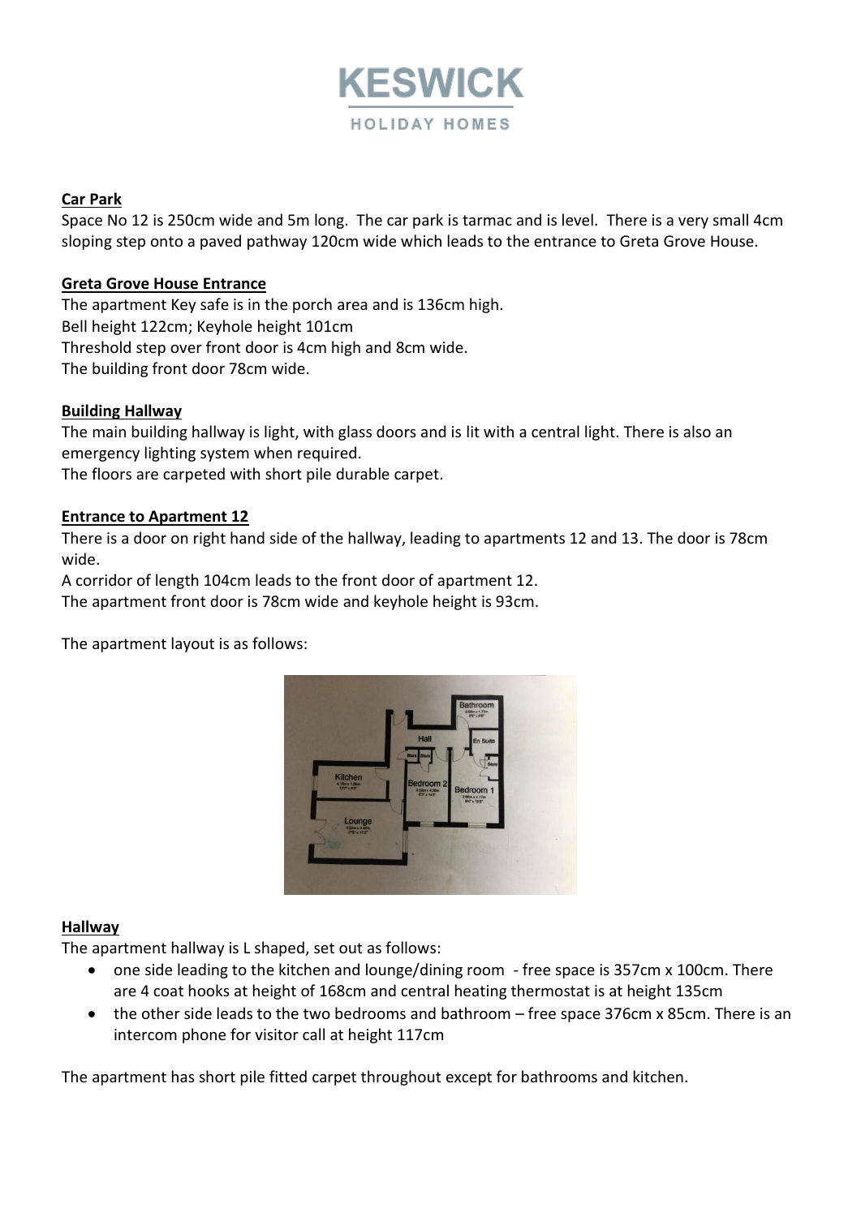KESWICK

HOLIDAY HOMES

**Car Park**

Space No 12 is 250cm wide and 5m long. The car park is tarmac and is level. There is a very small 4cm sloping step onto a paved pathway 120cm wide which leads to the entrance to Greta Grove House.

**Greta Grove House Entrance**

The apartment Key safe is in the porch area and is 136cm high.
Bell height 122cm; Keyhole height 101cm
Threshold step over front door is 4cm high and 8cm wide.
The building front door 78cm wide.

**Building Hallway**

The main building hallway is light, with glass doors and is lit with a central light. There is also an emergency lighting system when required.
The floors are carpeted with short pile durable carpet.

**Entrance to Apartment 12**

There is a door on right hand side of the hallway, leading to apartments 12 and 13. The door is 78cm wide.
A corridor of length 104cm leads to the front door of apartment 12.
The apartment front door is 78cm wide and keyhole height is 93cm.

The apartment layout is as follows:

**Hallway**

The apartment hallway is L shaped, set out as follows:

- one side leading to the kitchen and lounge/dining room - free space is 357cm x 100cm. There are 4 coat hooks at height of 168cm and central heating thermostat is at height 135cm
- the other side leads to the two bedrooms and bathroom – free space 376cm x 85cm. There is an intercom phone for visitor call at height 117cm

The apartment has short pile fitted carpet throughout except for bathrooms and kitchen.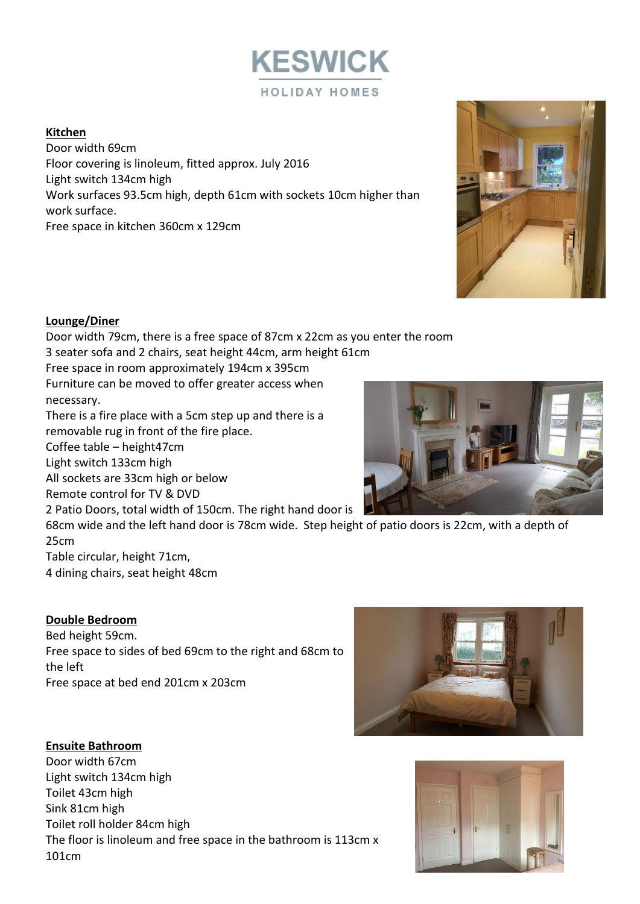# KESWICK

HOLIDAY HOMES

**Kitchen**

Door width 69cm
Floor covering is linoleum, fitted approx. July 2016
Light switch 134cm high
Work surfaces 93.5cm high, depth 61cm with sockets 10cm higher than work surface.
Free space in kitchen 360cm x 129cm

**Lounge/Diner**

Door width 79cm, there is a free space of 87cm x 22cm as you enter the room
3 seater sofa and 2 chairs, seat height 44cm, arm height 61cm
Free space in room approximately 194cm x 395cm
Furniture can be moved to offer greater access when necessary.
There is a fire place with a 5cm step up and there is a removable rug in front of the fire place.
Coffee table – height47cm
Light switch 133cm high
All sockets are 33cm high or below
Remote control for TV & DVD
2 Patio Doors, total width of 150cm. The right hand door is 68cm wide and the left hand door is 78cm wide. Step height of patio doors is 22cm, with a depth of 25cm
Table circular, height 71cm,
4 dining chairs, seat height 48cm

**Double Bedroom**

Bed height 59cm.
Free space to sides of bed 69cm to the right and 68cm to the left
Free space at bed end 201cm x 203cm

**Ensuite Bathroom**

Door width 67cm
Light switch 134cm high
Toilet 43cm high
Sink 81cm high
Toilet roll holder 84cm high
The floor is linoleum and free space in the bathroom is 113cm x 101cm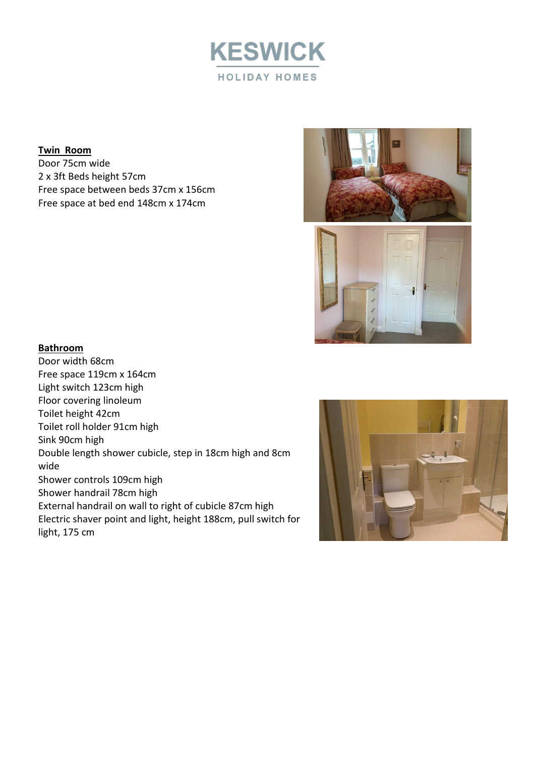# KESWICK

HOLIDAY HOMES

**Twin Room**

Door 75cm wide
2 x 3ft Beds height 57cm
Free space between beds 37cm x 156cm
Free space at bed end 148cm x 174cm

**Bathroom**

Door width 68cm
Free space 119cm x 164cm
Light switch 123cm high
Floor covering linoleum
Toilet height 42cm
Toilet roll holder 91cm high
Sink 90cm high
Double length shower cubicle, step in 18cm high and 8cm wide
Shower controls 109cm high
Shower handrail 78cm high
External handrail on wall to right of cubicle 87cm high
Electric shaver point and light, height 188cm, pull switch for light, 175 cm